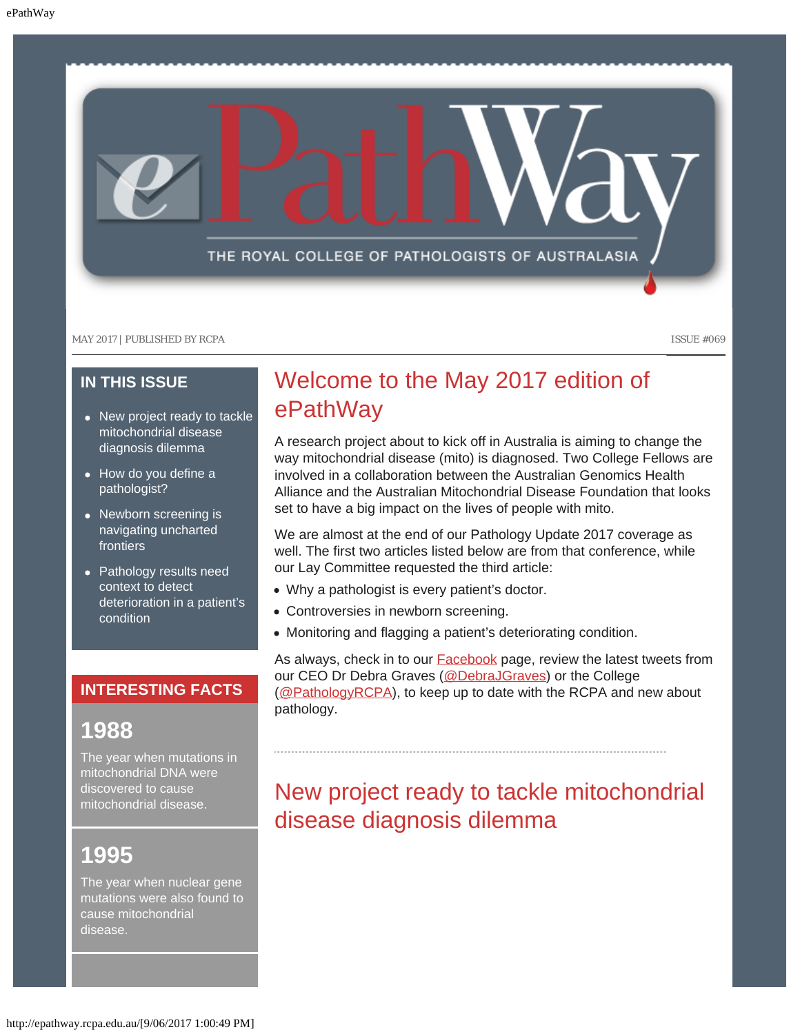# ePathWay

THE ROYAL COLLEGE OF PATHOLOGISTS OF AUSTRALASIA

MAY 2017 | PUBLISHED BY RCPA

ISSUE #069

## IN THIS ISSUE

- New project ready to tackle mitochondrial disease diagnosis dilemma
- How do you define a pathologist?
- Newborn screening is navigating uncharted frontiers
- Pathology results need context to detect deterioration in a patient's condition

## INTERESTING FACTS

### 1988

The year when mutations in mitochondrial DNA were discovered to cause mitochondrial disease.

### 1995

The year when nuclear gene mutations were also found to cause mitochondrial disease.

## Welcome to the May 2017 edition of ePathWay

A research project about to kick off in Australia is aiming to change the way mitochondrial disease (mito) is diagnosed. Two College Fellows are involved in a collaboration between the Australian Genomics Health Alliance and the Australian Mitochondrial Disease Foundation that looks set to have a big impact on the lives of people with mito.

We are almost at the end of our Pathology Update 2017 coverage as well. The first two articles listed below are from that conference, while our Lay Committee requested the third article:

- Why a pathologist is every patient's doctor.
- Controversies in newborn screening.
- Monitoring and flagging a patient's deteriorating condition.

As always, check in to our Facebook page, review the latest tweets from our CEO Dr Debra Graves (@DebraJGraves) or the College (@PathologyRCPA), to keep up to date with the RCPA and new about pathology.

## New project ready to tackle mitochondrial disease diagnosis dilemma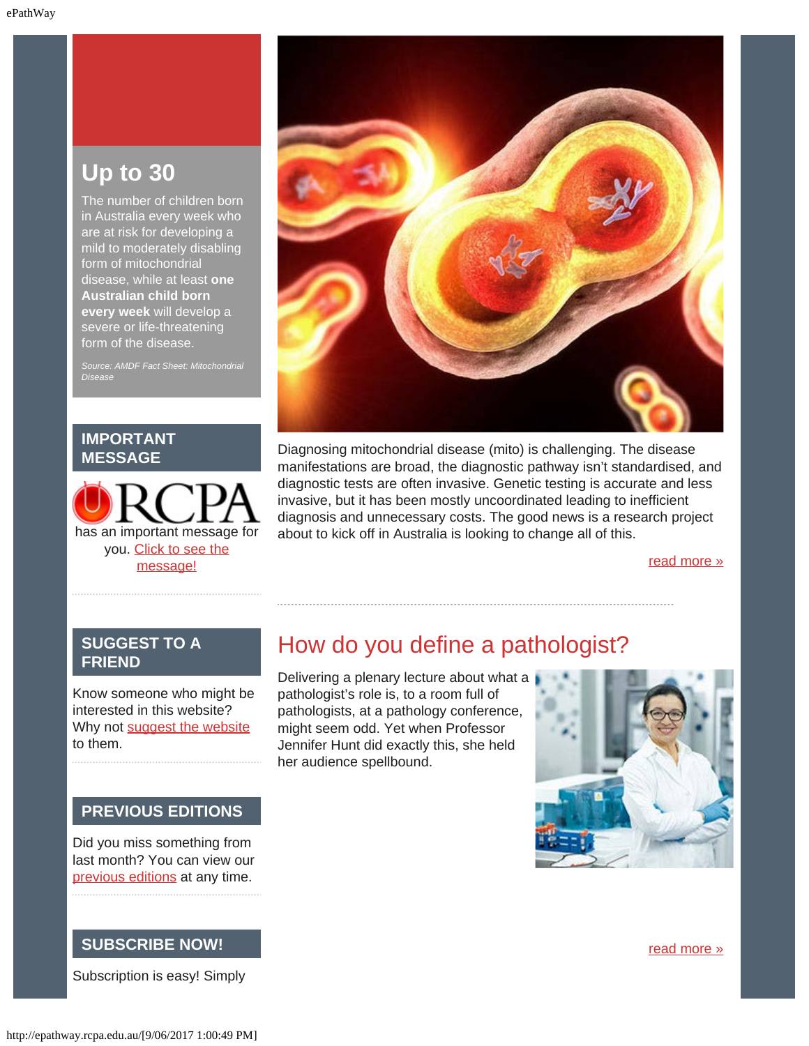## Up to 30

The number of children born in Australia every week who are at risk for developing a mild to moderately disabling form of mitochondrial disease, while at least **one Australian child born every week** will develop a severe or life-threatening form of the disease.

*Source: AMDF Fact Sheet: Mitochondrial Disease*

## IMPORTANT MESSAGE

RCPA has an important message for you. Click to see the message!

## SUGGEST TO A FRIEND

Know someone who might be interested in this website? Why not suggest the website to them.

## PREVIOUS EDITIONS

Did you miss something from last month? You can view our previous editions at any time.

## SUBSCRIBE NOW!

Subscription is easy! Simply

Diagnosing mitochondrial disease (mito) is challenging. The disease manifestations are broad, the diagnostic pathway isn't standardised, and diagnostic tests are often invasive. Genetic testing is accurate and less invasive, but it has been mostly uncoordinated leading to inefficient diagnosis and unnecessary costs. The good news is a research project about to kick off in Australia is looking to change all of this.

read more »

## How do you define a pathologist?

Delivering a plenary lecture about what a pathologist's role is, to a room full of pathologists, at a pathology conference, might seem odd. Yet when Professor Jennifer Hunt did exactly this, she held her audience spellbound.

read more »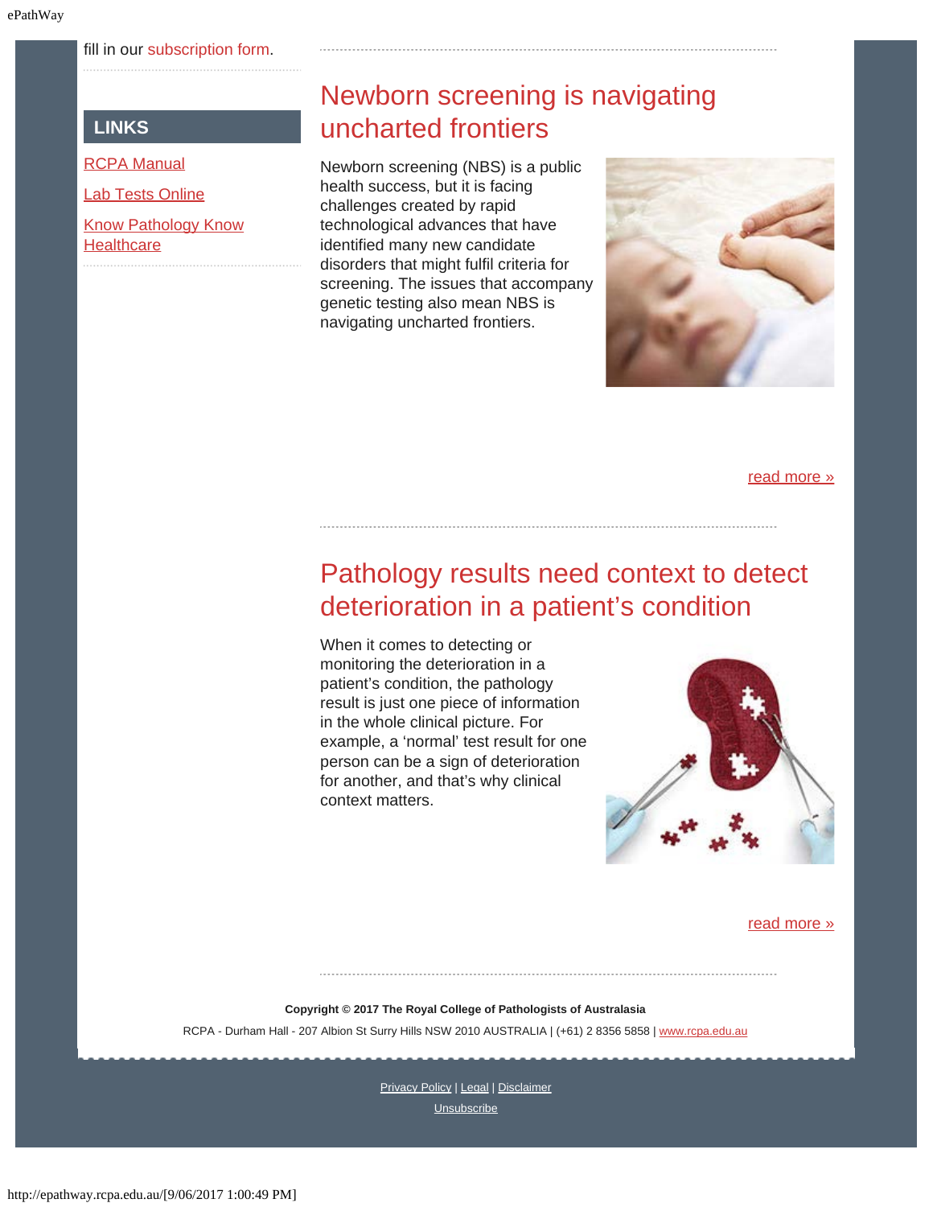fill in our subscription form.

## LINKS

RCPA Manual

Lab Tests Online

Know Pathology Know Healthcare

# Newborn screening is navigating uncharted frontiers

Newborn screening (NBS) is a public health success, but it is facing challenges created by rapid technological advances that have identified many new candidate disorders that might fulfil criteria for screening. The issues that accompany genetic testing also mean NBS is navigating uncharted frontiers.

read more »

# Pathology results need context to detect deterioration in a patient's condition

When it comes to detecting or monitoring the deterioration in a patient's condition, the pathology result is just one piece of information in the whole clinical picture. For example, a 'normal' test result for one person can be a sign of deterioration for another, and that's why clinical context matters.

read more »

**Copyright © 2017 The Royal College of Pathologists of Australasia**

RCPA - Durham Hall - 207 Albion St Surry Hills NSW 2010 AUSTRALIA | (+61) 2 8356 5858 | www.rcpa.edu.au

Privacy Policy | Legal | Disclaimer

Unsubscribe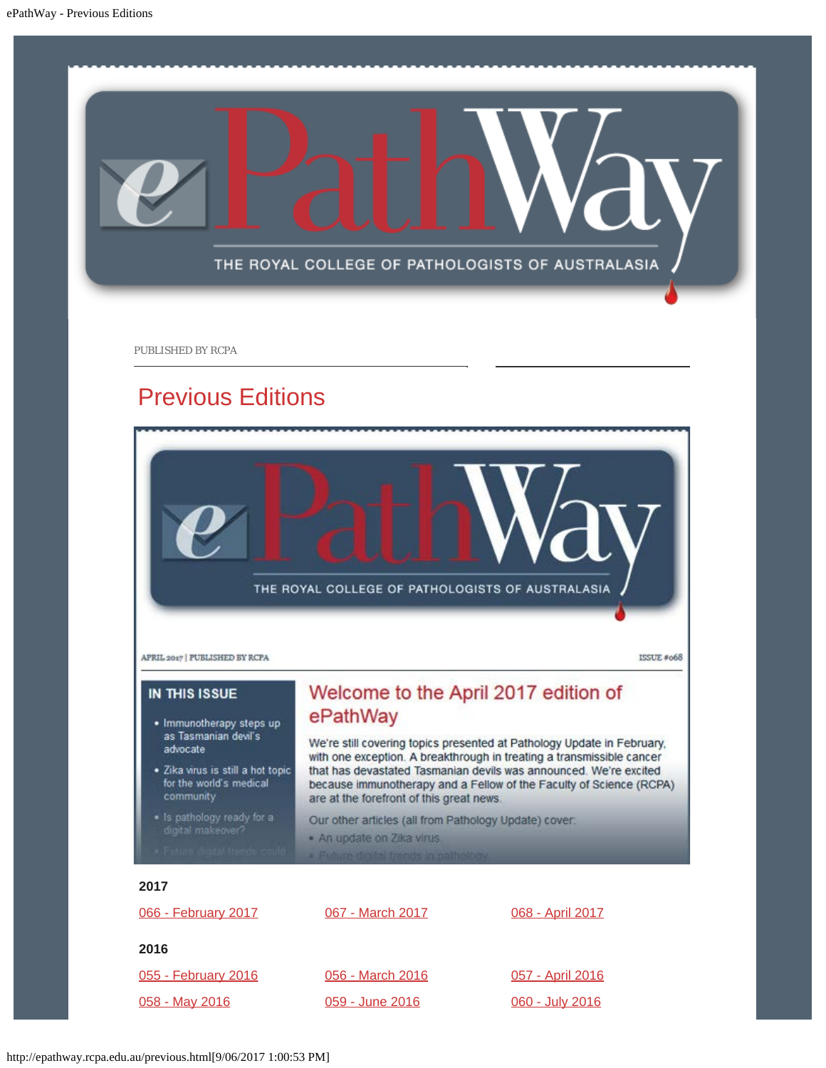PUBLISHED BY RCPA

## Previous Editions

APRIL 2017 | PUBLISHED BY RCPA

ISSUE #068

**IN THIS ISSUE**

- Immunotherapy steps up as Tasmanian devil's advocate
- Zika virus is still a hot topic for the world's medical community
- Is pathology ready for a digital makeover?
- Future digital trends could

### Welcome to the April 2017 edition of ePathWay

We're still covering topics presented at Pathology Update in February, with one exception. A breakthrough in treating a transmissible cancer that has devastated Tasmanian devils was announced. We're excited because immunotherapy and a Fellow of the Faculty of Science (RCPA) are at the forefront of this great news.

Our other articles (all from Pathology Update) cover:

- An update on Zika virus
- Future digital trends in pathology

**2017**

066 - February 2017 | 067 - March 2017 | 068 - April 2017

**2016**

055 - February 2016 | 056 - March 2016 | 057 - April 2016

058 - May 2016 | 059 - June 2016 | 060 - July 2016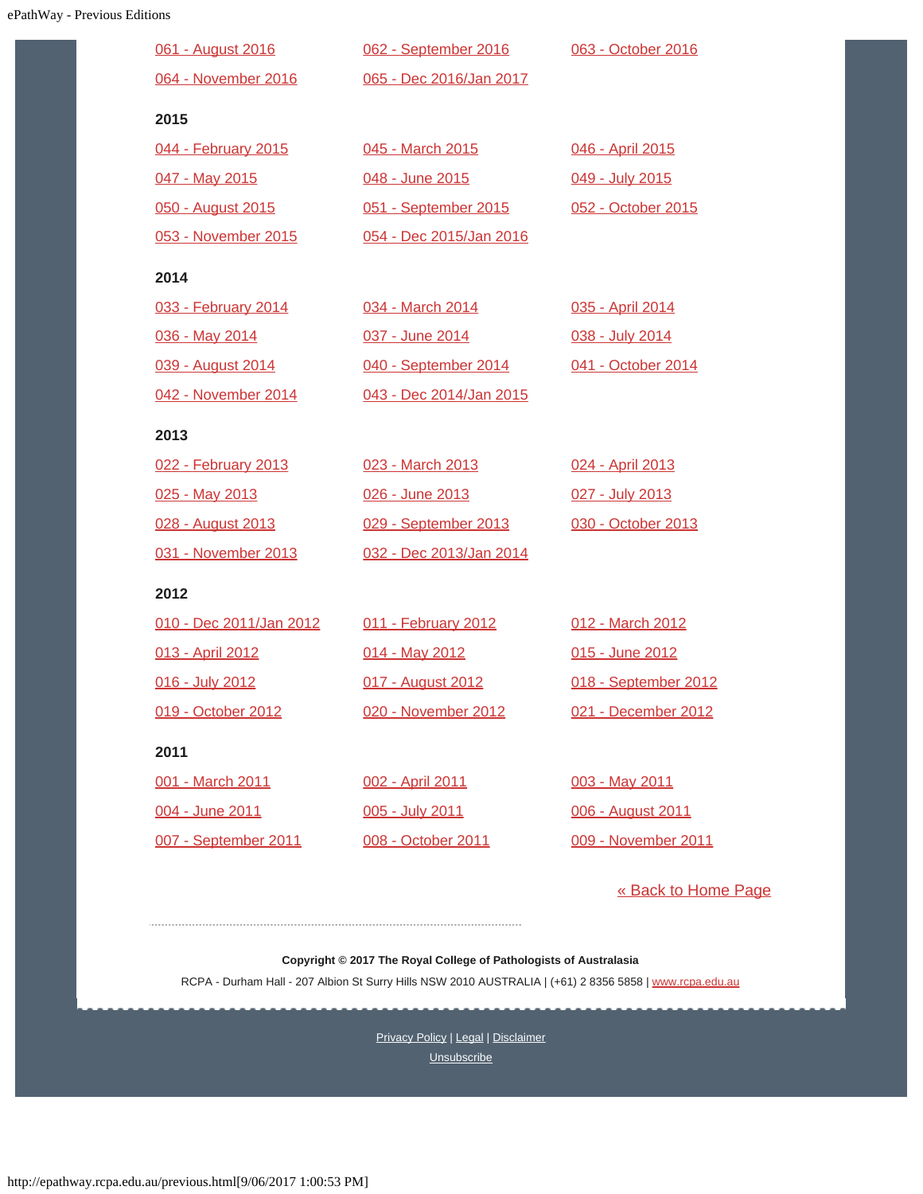061 - August 2016

062 - September 2016

063 - October 2016

064 - November 2016

065 - Dec 2016/Jan 2017

**2015**

044 - February 2015

045 - March 2015

046 - April 2015

047 - May 2015

048 - June 2015

049 - July 2015

050 - August 2015

051 - September 2015

052 - October 2015

053 - November 2015

054 - Dec 2015/Jan 2016

**2014**

033 - February 2014

034 - March 2014

035 - April 2014

036 - May 2014

037 - June 2014

038 - July 2014

039 - August 2014

040 - September 2014

041 - October 2014

042 - November 2014

043 - Dec 2014/Jan 2015

**2013**

022 - February 2013

023 - March 2013

024 - April 2013

025 - May 2013

026 - June 2013

027 - July 2013

028 - August 2013

029 - September 2013

030 - October 2013

031 - November 2013

032 - Dec 2013/Jan 2014

**2012**

010 - Dec 2011/Jan 2012

011 - February 2012

012 - March 2012

013 - April 2012

014 - May 2012

015 - June 2012

016 - July 2012

017 - August 2012

018 - September 2012

019 - October 2012

020 - November 2012

021 - December 2012

**2011**

001 - March 2011

002 - April 2011

003 - May 2011

004 - June 2011

005 - July 2011

006 - August 2011

007 - September 2011

008 - October 2011

009 - November 2011

« Back to Home Page

**Copyright © 2017 The Royal College of Pathologists of Australasia**

RCPA - Durham Hall - 207 Albion St Surry Hills NSW 2010 AUSTRALIA | (+61) 2 8356 5858 | www.rcpa.edu.au

Privacy Policy | Legal | Disclaimer

Unsubscribe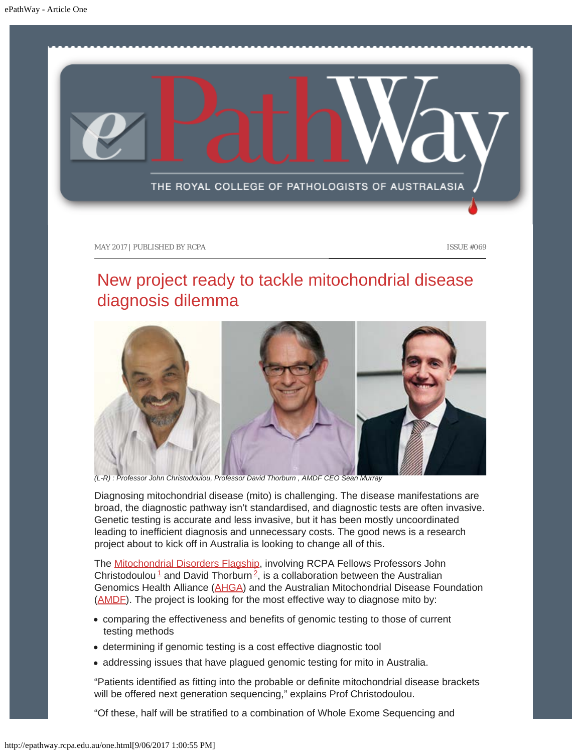MAY 2017 | PUBLISHED BY RCPA

ISSUE #069

# New project ready to tackle mitochondrial disease diagnosis dilemma

*(L-R) : Professor John Christodoulou, Professor David Thorburn , AMDF CEO Sean Murray*

Diagnosing mitochondrial disease (mito) is challenging. The disease manifestations are broad, the diagnostic pathway isn't standardised, and diagnostic tests are often invasive. Genetic testing is accurate and less invasive, but it has been mostly uncoordinated leading to inefficient diagnosis and unnecessary costs. The good news is a research project about to kick off in Australia is looking to change all of this.

The Mitochondrial Disorders Flagship, involving RCPA Fellows Professors John Christodoulou[1] and David Thorburn[2], is a collaboration between the Australian Genomics Health Alliance (AHGA) and the Australian Mitochondrial Disease Foundation (AMDF). The project is looking for the most effective way to diagnose mito by:

- comparing the effectiveness and benefits of genomic testing to those of current testing methods
- determining if genomic testing is a cost effective diagnostic tool
- addressing issues that have plagued genomic testing for mito in Australia.

"Patients identified as fitting into the probable or definite mitochondrial disease brackets will be offered next generation sequencing," explains Prof Christodoulou.

"Of these, half will be stratified to a combination of Whole Exome Sequencing and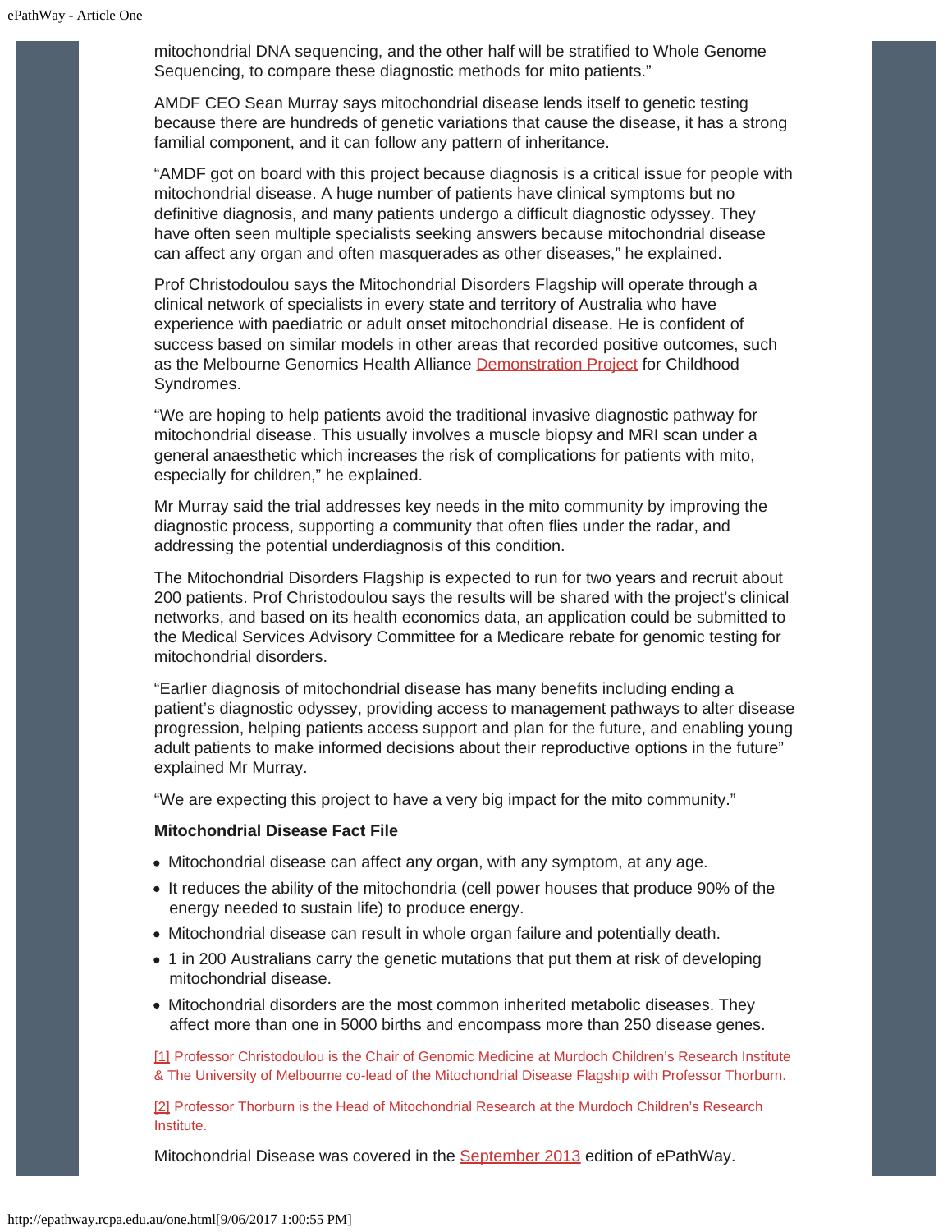mitochondrial DNA sequencing, and the other half will be stratified to Whole Genome Sequencing, to compare these diagnostic methods for mito patients."

AMDF CEO Sean Murray says mitochondrial disease lends itself to genetic testing because there are hundreds of genetic variations that cause the disease, it has a strong familial component, and it can follow any pattern of inheritance.

"AMDF got on board with this project because diagnosis is a critical issue for people with mitochondrial disease. A huge number of patients have clinical symptoms but no definitive diagnosis, and many patients undergo a difficult diagnostic odyssey. They have often seen multiple specialists seeking answers because mitochondrial disease can affect any organ and often masquerades as other diseases," he explained.

Prof Christodoulou says the Mitochondrial Disorders Flagship will operate through a clinical network of specialists in every state and territory of Australia who have experience with paediatric or adult onset mitochondrial disease. He is confident of success based on similar models in other areas that recorded positive outcomes, such as the Melbourne Genomics Health Alliance Demonstration Project for Childhood Syndromes.

"We are hoping to help patients avoid the traditional invasive diagnostic pathway for mitochondrial disease. This usually involves a muscle biopsy and MRI scan under a general anaesthetic which increases the risk of complications for patients with mito, especially for children," he explained.

Mr Murray said the trial addresses key needs in the mito community by improving the diagnostic process, supporting a community that often flies under the radar, and addressing the potential underdiagnosis of this condition.

The Mitochondrial Disorders Flagship is expected to run for two years and recruit about 200 patients. Prof Christodoulou says the results will be shared with the project's clinical networks, and based on its health economics data, an application could be submitted to the Medical Services Advisory Committee for a Medicare rebate for genomic testing for mitochondrial disorders.

"Earlier diagnosis of mitochondrial disease has many benefits including ending a patient's diagnostic odyssey, providing access to management pathways to alter disease progression, helping patients access support and plan for the future, and enabling young adult patients to make informed decisions about their reproductive options in the future" explained Mr Murray.

"We are expecting this project to have a very big impact for the mito community."

**Mitochondrial Disease Fact File**

- Mitochondrial disease can affect any organ, with any symptom, at any age.
- It reduces the ability of the mitochondria (cell power houses that produce 90% of the energy needed to sustain life) to produce energy.
- Mitochondrial disease can result in whole organ failure and potentially death.
- 1 in 200 Australians carry the genetic mutations that put them at risk of developing mitochondrial disease.
- Mitochondrial disorders are the most common inherited metabolic diseases. They affect more than one in 5000 births and encompass more than 250 disease genes.

[1] Professor Christodoulou is the Chair of Genomic Medicine at Murdoch Children's Research Institute & The University of Melbourne co-lead of the Mitochondrial Disease Flagship with Professor Thorburn.

[2] Professor Thorburn is the Head of Mitochondrial Research at the Murdoch Children's Research Institute.

Mitochondrial Disease was covered in the September 2013 edition of ePathWay.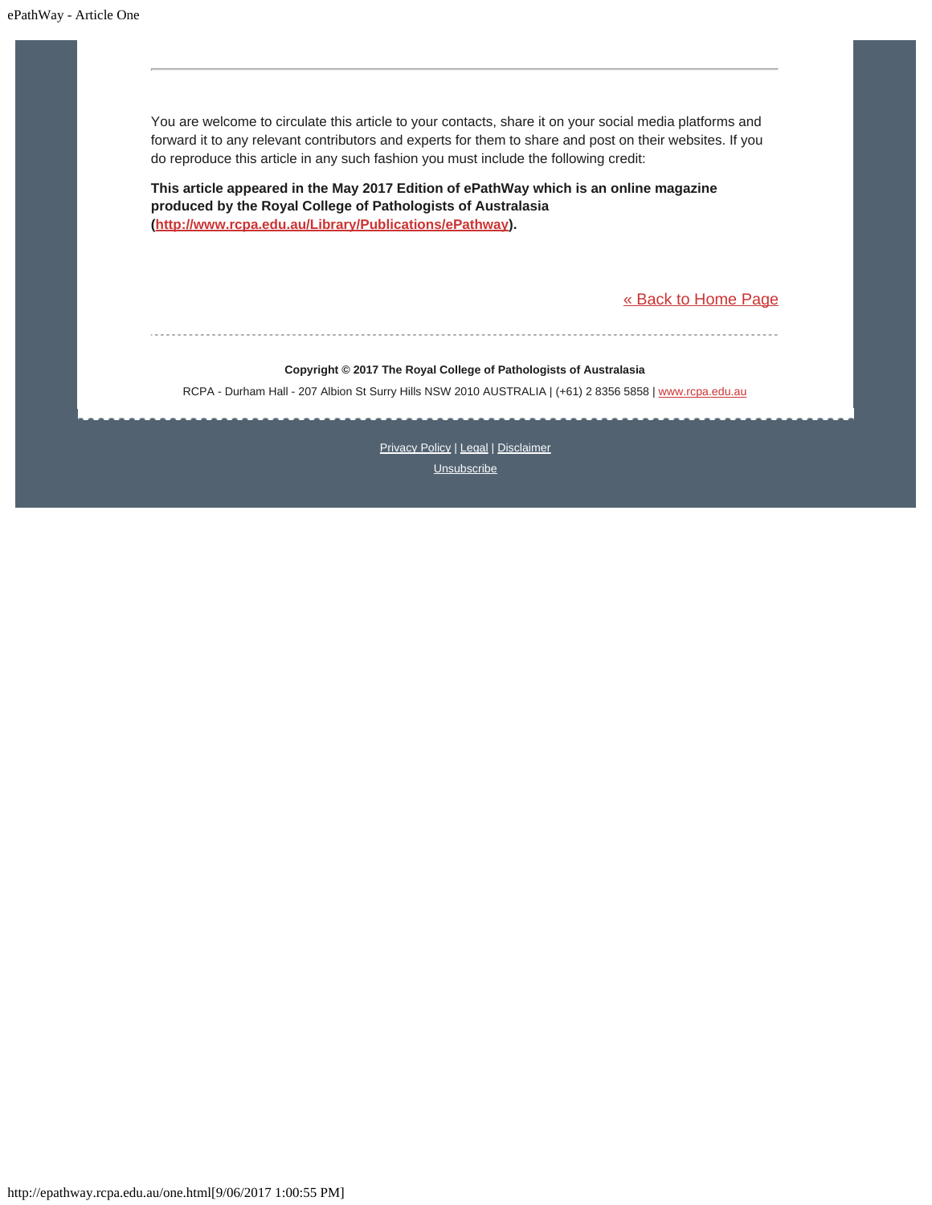---

You are welcome to circulate this article to your contacts, share it on your social media platforms and forward it to any relevant contributors and experts for them to share and post on their websites. If you do reproduce this article in any such fashion you must include the following credit:

**This article appeared in the May 2017 Edition of ePathWay which is an online magazine produced by the Royal College of Pathologists of Australasia ([http://www.rcpa.edu.au/Library/Publications/ePathway](http://www.rcpa.edu.au/Library/Publications/ePathway)).**

[« Back to Home Page](#)

**Copyright © 2017 The Royal College of Pathologists of Australasia**

RCPA - Durham Hall - 207 Albion St Surry Hills NSW 2010 AUSTRALIA | (+61) 2 8356 5858 | [www.rcpa.edu.au](http://www.rcpa.edu.au)

Privacy Policy | Legal | Disclaimer

Unsubscribe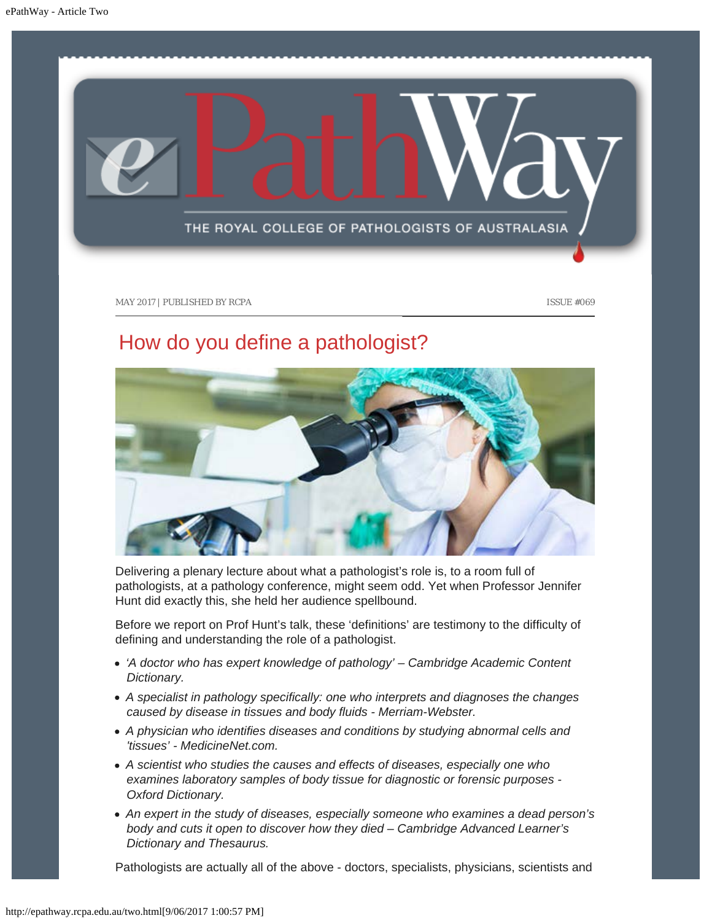MAY 2017 | PUBLISHED BY RCPA

ISSUE #069

# How do you define a pathologist?

Delivering a plenary lecture about what a pathologist's role is, to a room full of pathologists, at a pathology conference, might seem odd. Yet when Professor Jennifer Hunt did exactly this, she held her audience spellbound.

Before we report on Prof Hunt's talk, these 'definitions' are testimony to the difficulty of defining and understanding the role of a pathologist.

- *'A doctor who has expert knowledge of pathology' – Cambridge Academic Content Dictionary.*
- *A specialist in pathology specifically: one who interprets and diagnoses the changes caused by disease in tissues and body fluids - Merriam-Webster.*
- *A physician who identifies diseases and conditions by studying abnormal cells and 'tissues' - MedicineNet.com.*
- *A scientist who studies the causes and effects of diseases, especially one who examines laboratory samples of body tissue for diagnostic or forensic purposes - Oxford Dictionary.*
- *An expert in the study of diseases, especially someone who examines a dead person's body and cuts it open to discover how they died – Cambridge Advanced Learner's Dictionary and Thesaurus.*

Pathologists are actually all of the above - doctors, specialists, physicians, scientists and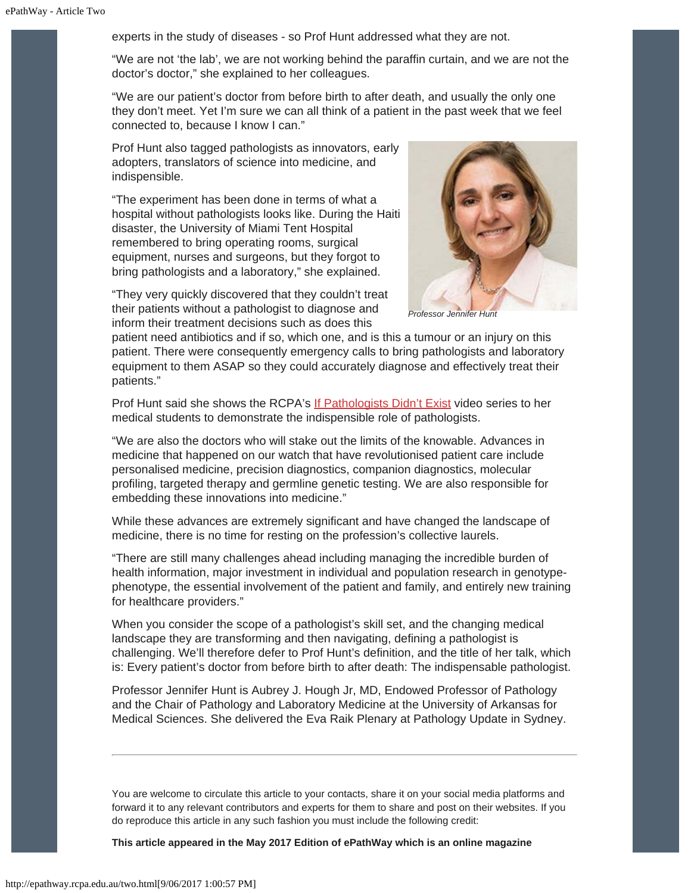experts in the study of diseases - so Prof Hunt addressed what they are not.

“We are not ‘the lab’, we are not working behind the paraffin curtain, and we are not the doctor’s doctor,” she explained to her colleagues.

“We are our patient’s doctor from before birth to after death, and usually the only one they don’t meet. Yet I’m sure we can all think of a patient in the past week that we feel connected to, because I know I can.”

Prof Hunt also tagged pathologists as innovators, early adopters, translators of science into medicine, and indispensible.

“The experiment has been done in terms of what a hospital without pathologists looks like. During the Haiti disaster, the University of Miami Tent Hospital remembered to bring operating rooms, surgical equipment, nurses and surgeons, but they forgot to bring pathologists and a laboratory,” she explained.

*Professor Jennifer Hunt*

“They very quickly discovered that they couldn’t treat their patients without a pathologist to diagnose and inform their treatment decisions such as does this patient need antibiotics and if so, which one, and is this a tumour or an injury on this patient. There were consequently emergency calls to bring pathologists and laboratory equipment to them ASAP so they could accurately diagnose and effectively treat their patients.”

Prof Hunt said she shows the RCPA’s If Pathologists Didn’t Exist video series to her medical students to demonstrate the indispensible role of pathologists.

“We are also the doctors who will stake out the limits of the knowable. Advances in medicine that happened on our watch that have revolutionised patient care include personalised medicine, precision diagnostics, companion diagnostics, molecular profiling, targeted therapy and germline genetic testing. We are also responsible for embedding these innovations into medicine.”

While these advances are extremely significant and have changed the landscape of medicine, there is no time for resting on the profession’s collective laurels.

“There are still many challenges ahead including managing the incredible burden of health information, major investment in individual and population research in genotype-phenotype, the essential involvement of the patient and family, and entirely new training for healthcare providers.”

When you consider the scope of a pathologist’s skill set, and the changing medical landscape they are transforming and then navigating, defining a pathologist is challenging. We’ll therefore defer to Prof Hunt’s definition, and the title of her talk, which is: Every patient’s doctor from before birth to after death: The indispensable pathologist.

Professor Jennifer Hunt is Aubrey J. Hough Jr, MD, Endowed Professor of Pathology and the Chair of Pathology and Laboratory Medicine at the University of Arkansas for Medical Sciences. She delivered the Eva Raik Plenary at Pathology Update in Sydney.

---

You are welcome to circulate this article to your contacts, share it on your social media platforms and forward it to any relevant contributors and experts for them to share and post on their websites. If you do reproduce this article in any such fashion you must include the following credit:

**This article appeared in the May 2017 Edition of ePathWay which is an online magazine**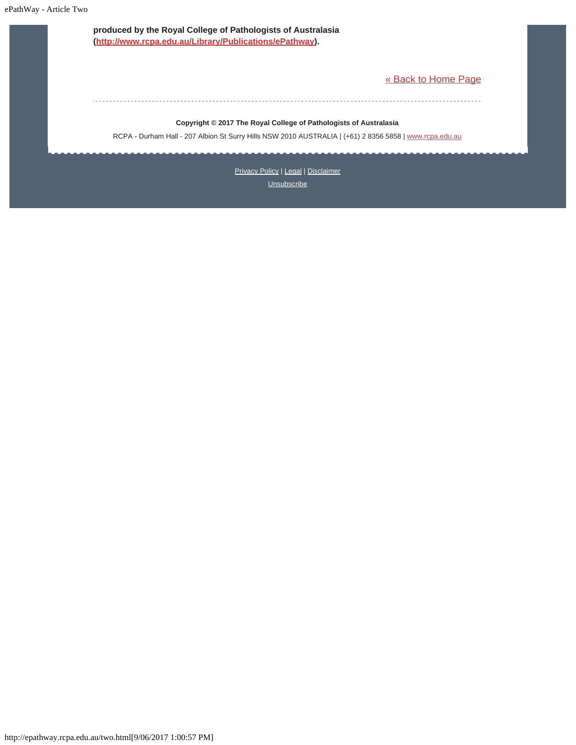**produced by the Royal College of Pathologists of Australasia (http://www.rcpa.edu.au/Library/Publications/ePathway).**

« Back to Home Page

---

**Copyright © 2017 The Royal College of Pathologists of Australasia**

RCPA - Durham Hall - 207 Albion St Surry Hills NSW 2010 AUSTRALIA | (+61) 2 8356 5858 | www.rcpa.edu.au

Privacy Policy | Legal | Disclaimer

Unsubscribe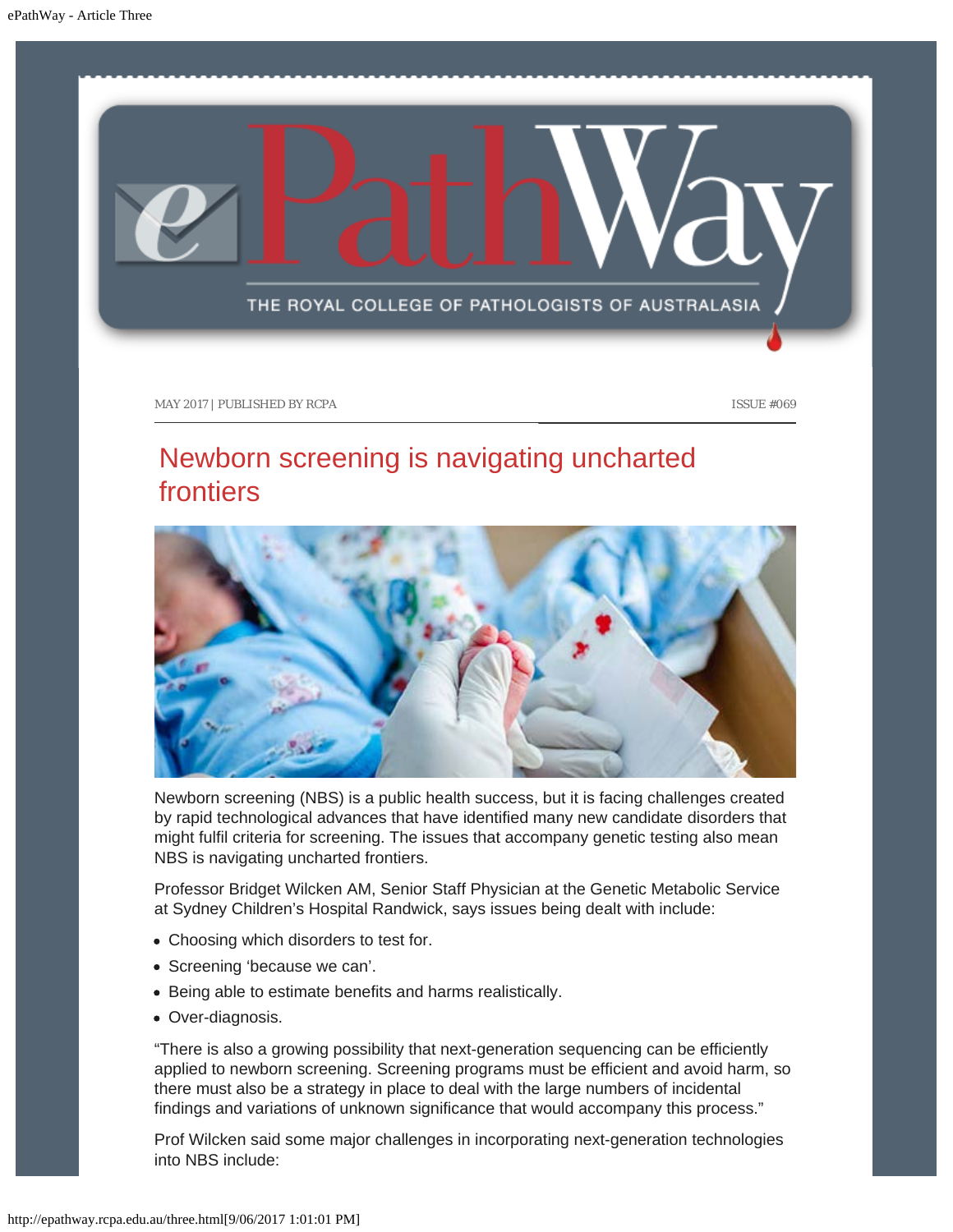MAY 2017 | PUBLISHED BY RCPA ISSUE #069

# Newborn screening is navigating uncharted frontiers

Newborn screening (NBS) is a public health success, but it is facing challenges created by rapid technological advances that have identified many new candidate disorders that might fulfil criteria for screening. The issues that accompany genetic testing also mean NBS is navigating uncharted frontiers.

Professor Bridget Wilcken AM, Senior Staff Physician at the Genetic Metabolic Service at Sydney Children's Hospital Randwick, says issues being dealt with include:

- Choosing which disorders to test for.
- Screening 'because we can'.
- Being able to estimate benefits and harms realistically.
- Over-diagnosis.

"There is also a growing possibility that next-generation sequencing can be efficiently applied to newborn screening. Screening programs must be efficient and avoid harm, so there must also be a strategy in place to deal with the large numbers of incidental findings and variations of unknown significance that would accompany this process."

Prof Wilcken said some major challenges in incorporating next-generation technologies into NBS include: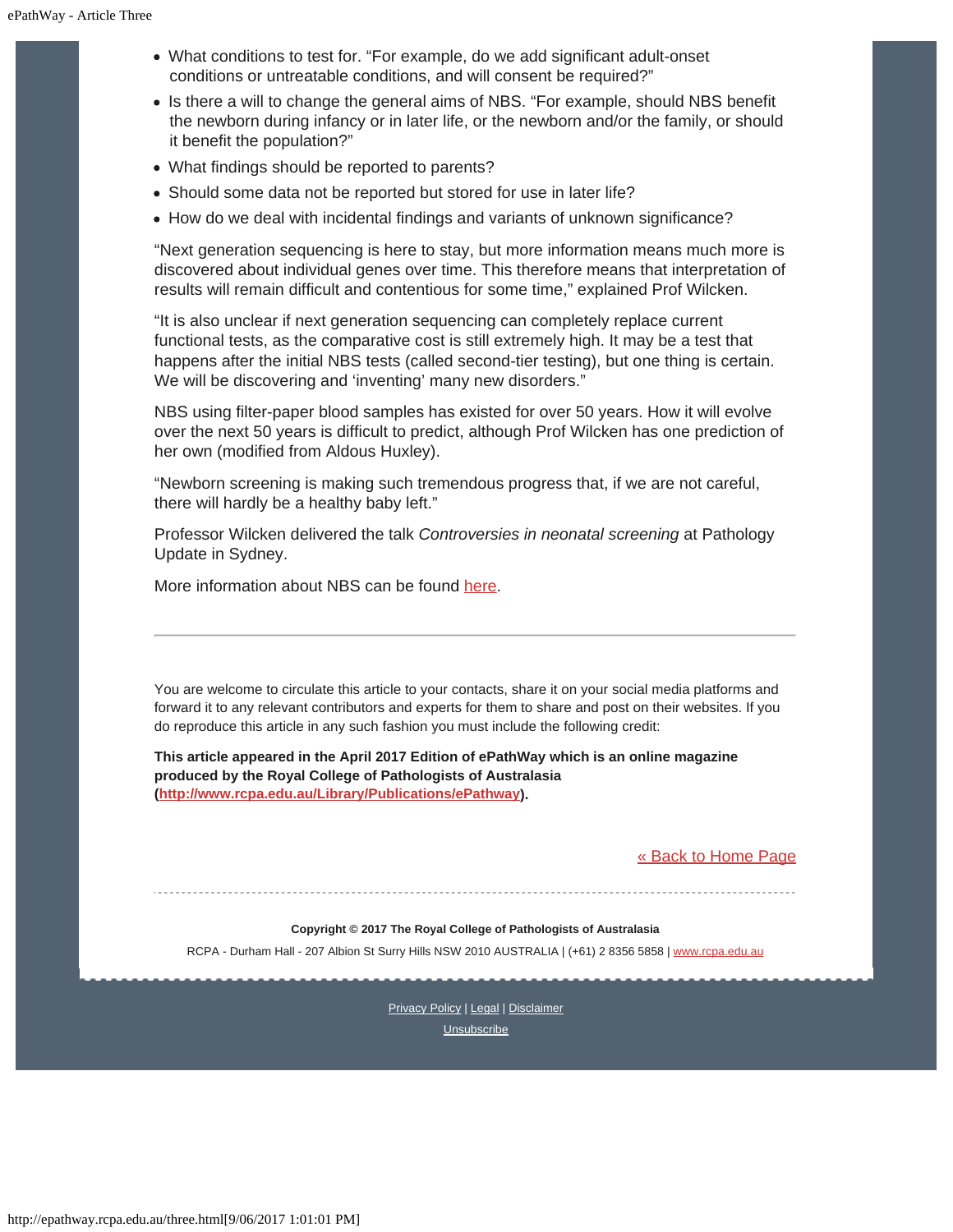- What conditions to test for. “For example, do we add significant adult-onset conditions or untreatable conditions, and will consent be required?”
- Is there a will to change the general aims of NBS. “For example, should NBS benefit the newborn during infancy or in later life, or the newborn and/or the family, or should it benefit the population?”
- What findings should be reported to parents?
- Should some data not be reported but stored for use in later life?
- How do we deal with incidental findings and variants of unknown significance?

“Next generation sequencing is here to stay, but more information means much more is discovered about individual genes over time. This therefore means that interpretation of results will remain difficult and contentious for some time,” explained Prof Wilcken.

“It is also unclear if next generation sequencing can completely replace current functional tests, as the comparative cost is still extremely high. It may be a test that happens after the initial NBS tests (called second-tier testing), but one thing is certain. We will be discovering and ‘inventing’ many new disorders.”

NBS using filter-paper blood samples has existed for over 50 years. How it will evolve over the next 50 years is difficult to predict, although Prof Wilcken has one prediction of her own (modified from Aldous Huxley).

“Newborn screening is making such tremendous progress that, if we are not careful, there will hardly be a healthy baby left.”

Professor Wilcken delivered the talk *Controversies in neonatal screening* at Pathology Update in Sydney.

More information about NBS can be found here.

---

You are welcome to circulate this article to your contacts, share it on your social media platforms and forward it to any relevant contributors and experts for them to share and post on their websites. If you do reproduce this article in any such fashion you must include the following credit:

**This article appeared in the April 2017 Edition of ePathWay which is an online magazine produced by the Royal College of Pathologists of Australasia (http://www.rcpa.edu.au/Library/Publications/ePathway).**

« Back to Home Page

**Copyright © 2017 The Royal College of Pathologists of Australasia**

RCPA - Durham Hall - 207 Albion St Surry Hills NSW 2010 AUSTRALIA | (+61) 2 8356 5858 | www.rcpa.edu.au

Privacy Policy | Legal | Disclaimer

Unsubscribe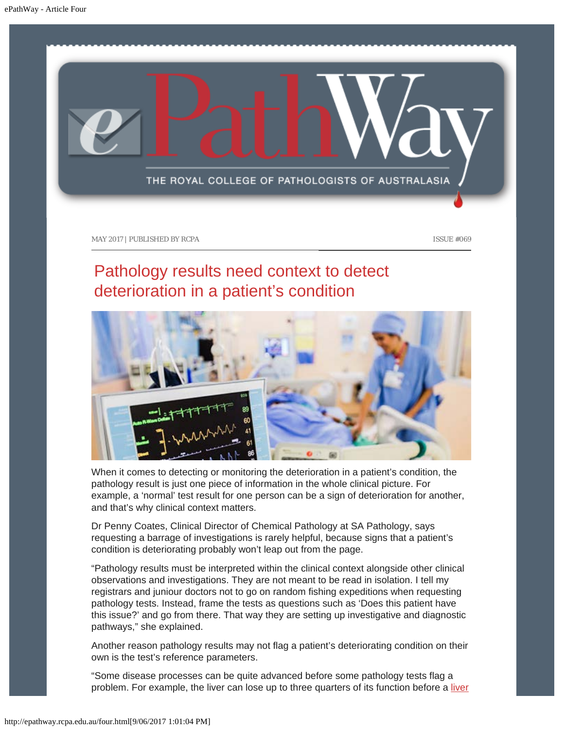MAY 2017 | PUBLISHED BY RCPA ISSUE #069

# Pathology results need context to detect deterioration in a patient's condition

When it comes to detecting or monitoring the deterioration in a patient's condition, the pathology result is just one piece of information in the whole clinical picture. For example, a 'normal' test result for one person can be a sign of deterioration for another, and that's why clinical context matters.

Dr Penny Coates, Clinical Director of Chemical Pathology at SA Pathology, says requesting a barrage of investigations is rarely helpful, because signs that a patient's condition is deteriorating probably won't leap out from the page.

"Pathology results must be interpreted within the clinical context alongside other clinical observations and investigations. They are not meant to be read in isolation. I tell my registrars and juniour doctors not to go on random fishing expeditions when requesting pathology tests. Instead, frame the tests as questions such as 'Does this patient have this issue?' and go from there. That way they are setting up investigative and diagnostic pathways," she explained.

Another reason pathology results may not flag a patient's deteriorating condition on their own is the test's reference parameters.

"Some disease processes can be quite advanced before some pathology tests flag a problem. For example, the liver can lose up to three quarters of its function before a liver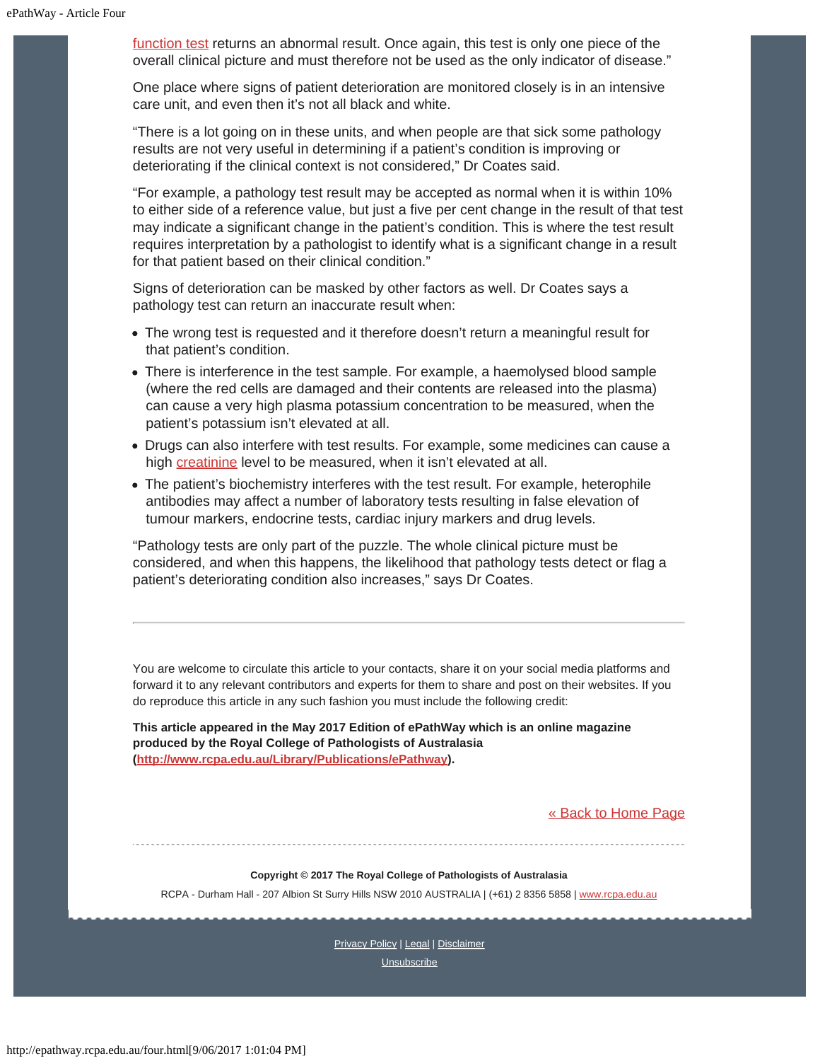function test returns an abnormal result. Once again, this test is only one piece of the overall clinical picture and must therefore not be used as the only indicator of disease."

One place where signs of patient deterioration are monitored closely is in an intensive care unit, and even then it's not all black and white.

"There is a lot going on in these units, and when people are that sick some pathology results are not very useful in determining if a patient's condition is improving or deteriorating if the clinical context is not considered," Dr Coates said.

"For example, a pathology test result may be accepted as normal when it is within 10% to either side of a reference value, but just a five per cent change in the result of that test may indicate a significant change in the patient's condition. This is where the test result requires interpretation by a pathologist to identify what is a significant change in a result for that patient based on their clinical condition."

Signs of deterioration can be masked by other factors as well. Dr Coates says a pathology test can return an inaccurate result when:

- The wrong test is requested and it therefore doesn't return a meaningful result for that patient's condition.
- There is interference in the test sample. For example, a haemolysed blood sample (where the red cells are damaged and their contents are released into the plasma) can cause a very high plasma potassium concentration to be measured, when the patient's potassium isn't elevated at all.
- Drugs can also interfere with test results. For example, some medicines can cause a high creatinine level to be measured, when it isn't elevated at all.
- The patient's biochemistry interferes with the test result. For example, heterophile antibodies may affect a number of laboratory tests resulting in false elevation of tumour markers, endocrine tests, cardiac injury markers and drug levels.

"Pathology tests are only part of the puzzle. The whole clinical picture must be considered, and when this happens, the likelihood that pathology tests detect or flag a patient's deteriorating condition also increases," says Dr Coates.

---

You are welcome to circulate this article to your contacts, share it on your social media platforms and forward it to any relevant contributors and experts for them to share and post on their websites. If you do reproduce this article in any such fashion you must include the following credit:

**This article appeared in the May 2017 Edition of ePathWay which is an online magazine produced by the Royal College of Pathologists of Australasia (http://www.rcpa.edu.au/Library/Publications/ePathway).**

« Back to Home Page

**Copyright © 2017 The Royal College of Pathologists of Australasia**

RCPA - Durham Hall - 207 Albion St Surry Hills NSW 2010 AUSTRALIA | (+61) 2 8356 5858 | www.rcpa.edu.au

Privacy Policy | Legal | Disclaimer

Unsubscribe